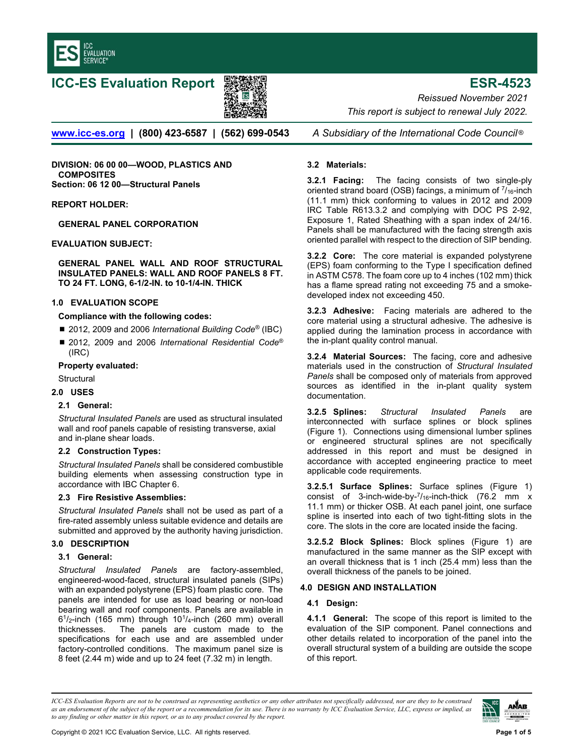# ICC-ES Evaluation Report

# ESR-4523

*Reissued November 2021*

*This report is subject to renewal July 2022.*

www.icc-es.org | (800) 423-6587 | (562) 699-0543 *A Subsidiary of the International Code Council®*

**DIVISION: 06 00 00—WOOD, PLASTICS AND COMPOSITES**
**Section: 06 12 00—Structural Panels**

**REPORT HOLDER:**

**GENERAL PANEL CORPORATION**

**EVALUATION SUBJECT:**

**GENERAL PANEL WALL AND ROOF STRUCTURAL INSULATED PANELS: WALL AND ROOF PANELS 8 FT. TO 24 FT. LONG, 6-1/2-IN. to 10-1/4-IN. THICK**

## 1.0 EVALUATION SCOPE

**Compliance with the following codes:**

- 2012, 2009 and 2006 *International Building Code®* (IBC)
- 2012, 2009 and 2006 *International Residential Code®* (IRC)

**Property evaluated:**

Structural

## 2.0 USES

### 2.1 General:

*Structural Insulated Panels* are used as structural insulated wall and roof panels capable of resisting transverse, axial and in-plane shear loads.

### 2.2 Construction Types:

*Structural Insulated Panels* shall be considered combustible building elements when assessing construction type in accordance with IBC Chapter 6.

### 2.3 Fire Resistive Assemblies:

*Structural Insulated Panels* shall not be used as part of a fire-rated assembly unless suitable evidence and details are submitted and approved by the authority having jurisdiction.

## 3.0 DESCRIPTION

### 3.1 General:

*Structural Insulated Panels* are factory-assembled, engineered-wood-faced, structural insulated panels (SIPs) with an expanded polystyrene (EPS) foam plastic core. The panels are intended for use as load bearing or non-load bearing wall and roof components. Panels are available in $6^1/_2$-inch (165 mm) through $10^1/_4$-inch (260 mm) overall thicknesses. The panels are custom made to the specifications for each use and are assembled under factory-controlled conditions. The maximum panel size is 8 feet (2.44 m) wide and up to 24 feet (7.32 m) in length.

### 3.2 Materials:

**3.2.1 Facing:** The facing consists of two single-ply oriented strand board (OSB) facings, a minimum of $^7/_{16}$-inch (11.1 mm) thick conforming to values in 2012 and 2009 IRC Table R613.3.2 and complying with DOC PS 2-92, Exposure 1, Rated Sheathing with a span index of 24/16. Panels shall be manufactured with the facing strength axis oriented parallel with respect to the direction of SIP bending.

**3.2.2 Core:** The core material is expanded polystyrene (EPS) foam conforming to the Type I specification defined in ASTM C578. The foam core up to 4 inches (102 mm) thick has a flame spread rating not exceeding 75 and a smoke-developed index not exceeding 450.

**3.2.3 Adhesive:** Facing materials are adhered to the core material using a structural adhesive. The adhesive is applied during the lamination process in accordance with the in-plant quality control manual.

**3.2.4 Material Sources:** The facing, core and adhesive materials used in the construction of *Structural Insulated Panels* shall be composed only of materials from approved sources as identified in the in-plant quality system documentation.

**3.2.5 Splines:** *Structural Insulated Panels* are interconnected with surface splines or block splines (Figure 1). Connections using dimensional lumber splines or engineered structural splines are not specifically addressed in this report and must be designed in accordance with accepted engineering practice to meet applicable code requirements.

**3.2.5.1 Surface Splines:** Surface splines (Figure 1) consist of 3-inch-wide-by-$^7/_{16}$-inch-thick (76.2 mm x 11.1 mm) or thicker OSB. At each panel joint, one surface spline is inserted into each of two tight-fitting slots in the core. The slots in the core are located inside the facing.

**3.2.5.2 Block Splines:** Block splines (Figure 1) are manufactured in the same manner as the SIP except with an overall thickness that is 1 inch (25.4 mm) less than the overall thickness of the panels to be joined.

## 4.0 DESIGN AND INSTALLATION

### 4.1 Design:

**4.1.1 General:** The scope of this report is limited to the evaluation of the SIP component. Panel connections and other details related to incorporation of the panel into the overall structural system of a building are outside the scope of this report.

*ICC-ES Evaluation Reports are not to be construed as representing aesthetics or any other attributes not specifically addressed, nor are they to be construed as an endorsement of the subject of the report or a recommendation for its use. There is no warranty by ICC Evaluation Service, LLC, express or implied, as to any finding or other matter in this report, or as to any product covered by the report.*

Copyright © 2021 ICC Evaluation Service, LLC. All rights reserved.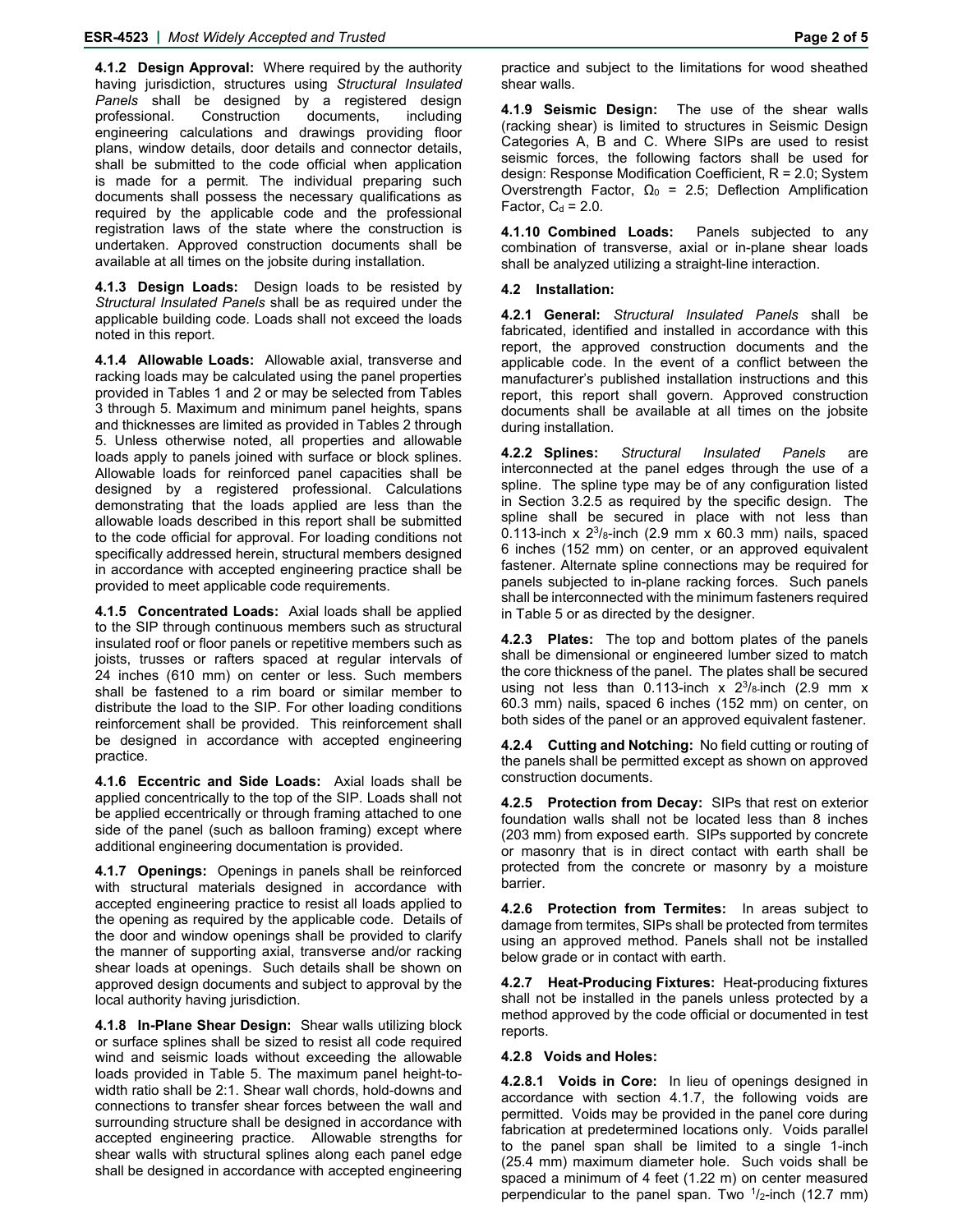**4.1.2 Design Approval:** Where required by the authority having jurisdiction, structures using *Structural Insulated Panels* shall be designed by a registered design professional. Construction documents, including engineering calculations and drawings providing floor plans, window details, door details and connector details, shall be submitted to the code official when application is made for a permit. The individual preparing such documents shall possess the necessary qualifications as required by the applicable code and the professional registration laws of the state where the construction is undertaken. Approved construction documents shall be available at all times on the jobsite during installation.

**4.1.3 Design Loads:** Design loads to be resisted by *Structural Insulated Panels* shall be as required under the applicable building code. Loads shall not exceed the loads noted in this report.

**4.1.4 Allowable Loads:** Allowable axial, transverse and racking loads may be calculated using the panel properties provided in Tables 1 and 2 or may be selected from Tables 3 through 5. Maximum and minimum panel heights, spans and thicknesses are limited as provided in Tables 2 through 5. Unless otherwise noted, all properties and allowable loads apply to panels joined with surface or block splines. Allowable loads for reinforced panel capacities shall be designed by a registered professional. Calculations demonstrating that the loads applied are less than the allowable loads described in this report shall be submitted to the code official for approval. For loading conditions not specifically addressed herein, structural members designed in accordance with accepted engineering practice shall be provided to meet applicable code requirements.

**4.1.5 Concentrated Loads:** Axial loads shall be applied to the SIP through continuous members such as structural insulated roof or floor panels or repetitive members such as joists, trusses or rafters spaced at regular intervals of 24 inches (610 mm) on center or less. Such members shall be fastened to a rim board or similar member to distribute the load to the SIP. For other loading conditions reinforcement shall be provided. This reinforcement shall be designed in accordance with accepted engineering practice.

**4.1.6 Eccentric and Side Loads:** Axial loads shall be applied concentrically to the top of the SIP. Loads shall not be applied eccentrically or through framing attached to one side of the panel (such as balloon framing) except where additional engineering documentation is provided.

**4.1.7 Openings:** Openings in panels shall be reinforced with structural materials designed in accordance with accepted engineering practice to resist all loads applied to the opening as required by the applicable code. Details of the door and window openings shall be provided to clarify the manner of supporting axial, transverse and/or racking shear loads at openings. Such details shall be shown on approved design documents and subject to approval by the local authority having jurisdiction.

**4.1.8 In-Plane Shear Design:** Shear walls utilizing block or surface splines shall be sized to resist all code required wind and seismic loads without exceeding the allowable loads provided in Table 5. The maximum panel height-to-width ratio shall be 2:1. Shear wall chords, hold-downs and connections to transfer shear forces between the wall and surrounding structure shall be designed in accordance with accepted engineering practice. Allowable strengths for shear walls with structural splines along each panel edge shall be designed in accordance with accepted engineering practice and subject to the limitations for wood sheathed shear walls.

**4.1.9 Seismic Design:** The use of the shear walls (racking shear) is limited to structures in Seismic Design Categories A, B and C. Where SIPs are used to resist seismic forces, the following factors shall be used for design: Response Modification Coefficient, R = 2.0; System Overstrength Factor, $\Omega_0$ = 2.5; Deflection Amplification Factor, $C_d$ = 2.0.

**4.1.10 Combined Loads:** Panels subjected to any combination of transverse, axial or in-plane shear loads shall be analyzed utilizing a straight-line interaction.

**4.2 Installation:**

**4.2.1 General:** *Structural Insulated Panels* shall be fabricated, identified and installed in accordance with this report, the approved construction documents and the applicable code. In the event of a conflict between the manufacturer's published installation instructions and this report, this report shall govern. Approved construction documents shall be available at all times on the jobsite during installation.

**4.2.2 Splines:** *Structural Insulated Panels* are interconnected at the panel edges through the use of a spline. The spline type may be of any configuration listed in Section 3.2.5 as required by the specific design. The spline shall be secured in place with not less than 0.113-inch x $2^3/_8$-inch (2.9 mm x 60.3 mm) nails, spaced 6 inches (152 mm) on center, or an approved equivalent fastener. Alternate spline connections may be required for panels subjected to in-plane racking forces. Such panels shall be interconnected with the minimum fasteners required in Table 5 or as directed by the designer.

**4.2.3 Plates:** The top and bottom plates of the panels shall be dimensional or engineered lumber sized to match the core thickness of the panel. The plates shall be secured using not less than 0.113-inch x $2^3/_8$-inch (2.9 mm x 60.3 mm) nails, spaced 6 inches (152 mm) on center, on both sides of the panel or an approved equivalent fastener.

**4.2.4 Cutting and Notching:** No field cutting or routing of the panels shall be permitted except as shown on approved construction documents.

**4.2.5 Protection from Decay:** SIPs that rest on exterior foundation walls shall not be located less than 8 inches (203 mm) from exposed earth. SIPs supported by concrete or masonry that is in direct contact with earth shall be protected from the concrete or masonry by a moisture barrier.

**4.2.6 Protection from Termites:** In areas subject to damage from termites, SIPs shall be protected from termites using an approved method. Panels shall not be installed below grade or in contact with earth.

**4.2.7 Heat-Producing Fixtures:** Heat-producing fixtures shall not be installed in the panels unless protected by a method approved by the code official or documented in test reports.

**4.2.8 Voids and Holes:**

**4.2.8.1 Voids in Core:** In lieu of openings designed in accordance with section 4.1.7, the following voids are permitted. Voids may be provided in the panel core during fabrication at predetermined locations only. Voids parallel to the panel span shall be limited to a single 1-inch (25.4 mm) maximum diameter hole. Such voids shall be spaced a minimum of 4 feet (1.22 m) on center measured perpendicular to the panel span. Two $^1/_2$-inch (12.7 mm)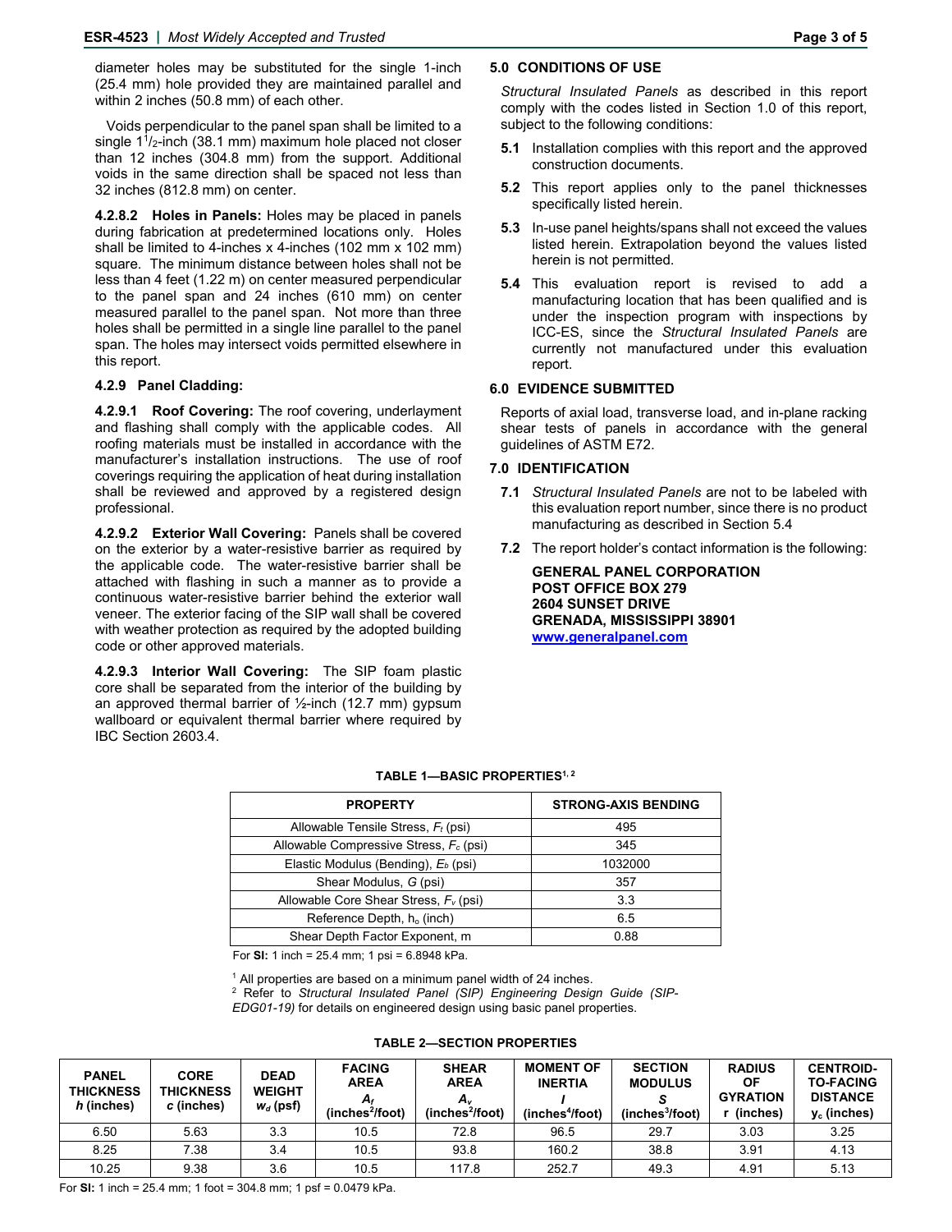diameter holes may be substituted for the single 1-inch (25.4 mm) hole provided they are maintained parallel and within 2 inches (50.8 mm) of each other.

Voids perpendicular to the panel span shall be limited to a single $1^1/_2$-inch (38.1 mm) maximum hole placed not closer than 12 inches (304.8 mm) from the support. Additional voids in the same direction shall be spaced not less than 32 inches (812.8 mm) on center.

**4.2.8.2 Holes in Panels:** Holes may be placed in panels during fabrication at predetermined locations only. Holes shall be limited to 4-inches x 4-inches (102 mm x 102 mm) square. The minimum distance between holes shall not be less than 4 feet (1.22 m) on center measured perpendicular to the panel span and 24 inches (610 mm) on center measured parallel to the panel span. Not more than three holes shall be permitted in a single line parallel to the panel span. The holes may intersect voids permitted elsewhere in this report.

**4.2.9 Panel Cladding:**

**4.2.9.1 Roof Covering:** The roof covering, underlayment and flashing shall comply with the applicable codes. All roofing materials must be installed in accordance with the manufacturer's installation instructions. The use of roof coverings requiring the application of heat during installation shall be reviewed and approved by a registered design professional.

**4.2.9.2 Exterior Wall Covering:** Panels shall be covered on the exterior by a water-resistive barrier as required by the applicable code. The water-resistive barrier shall be attached with flashing in such a manner as to provide a continuous water-resistive barrier behind the exterior wall veneer. The exterior facing of the SIP wall shall be covered with weather protection as required by the adopted building code or other approved materials.

**4.2.9.3 Interior Wall Covering:** The SIP foam plastic core shall be separated from the interior of the building by an approved thermal barrier of ½-inch (12.7 mm) gypsum wallboard or equivalent thermal barrier where required by IBC Section 2603.4.

## 5.0 CONDITIONS OF USE

*Structural Insulated Panels* as described in this report comply with the codes listed in Section 1.0 of this report, subject to the following conditions:

**5.1** Installation complies with this report and the approved construction documents.

**5.2** This report applies only to the panel thicknesses specifically listed herein.

**5.3** In-use panel heights/spans shall not exceed the values listed herein. Extrapolation beyond the values listed herein is not permitted.

**5.4** This evaluation report is revised to add a manufacturing location that has been qualified and is under the inspection program with inspections by ICC-ES, since the *Structural Insulated Panels* are currently not manufactured under this evaluation report.

## 6.0 EVIDENCE SUBMITTED

Reports of axial load, transverse load, and in-plane racking shear tests of panels in accordance with the general guidelines of ASTM E72.

## 7.0 IDENTIFICATION

**7.1** *Structural Insulated Panels* are not to be labeled with this evaluation report number, since there is no product manufacturing as described in Section 5.4

**7.2** The report holder's contact information is the following:

**GENERAL PANEL CORPORATION**
**POST OFFICE BOX 279**
**2604 SUNSET DRIVE**
**GRENADA, MISSISSIPPI 38901**
**www.generalpanel.com**

**TABLE 1—BASIC PROPERTIES[1, 2]**

| PROPERTY | STRONG-AXIS BENDING |
|---|---|
| Allowable Tensile Stress, $F_t$ (psi) | 495 |
| Allowable Compressive Stress, $F_c$ (psi) | 345 |
| Elastic Modulus (Bending), $E_b$ (psi) | 1032000 |
| Shear Modulus, G (psi) | 357 |
| Allowable Core Shear Stress, $F_v$ (psi) | 3.3 |
| Reference Depth, $h_o$ (inch) | 6.5 |
| Shear Depth Factor Exponent, m | 0.88 |

For **SI:** 1 inch = 25.4 mm; 1 psi = 6.8948 kPa.

[1] All properties are based on a minimum panel width of 24 inches.
[2] Refer to *Structural Insulated Panel (SIP) Engineering Design Guide (SIP-EDG01-19)* for details on engineered design using basic panel properties.

**TABLE 2—SECTION PROPERTIES**

| PANEL THICKNESS *h* (inches) | CORE THICKNESS *c* (inches) | DEAD WEIGHT $w_d$ (psf) | FACING AREA $A_f$ (inches²/foot) | SHEAR AREA $A_v$ (inches²/foot) | MOMENT OF INERTIA *I* (inches⁴/foot) | SECTION MODULUS *S* (inches³/foot) | RADIUS OF GYRATION r (inches) | CENTROID-TO-FACING DISTANCE $y_c$ (inches) |
|---|---|---|---|---|---|---|---|---|
| 6.50 | 5.63 | 3.3 | 10.5 | 72.8 | 96.5 | 29.7 | 3.03 | 3.25 |
| 8.25 | 7.38 | 3.4 | 10.5 | 93.8 | 160.2 | 38.8 | 3.91 | 4.13 |
| 10.25 | 9.38 | 3.6 | 10.5 | 117.8 | 252.7 | 49.3 | 4.91 | 5.13 |

For **SI:** 1 inch = 25.4 mm; 1 foot = 304.8 mm; 1 psf = 0.0479 kPa.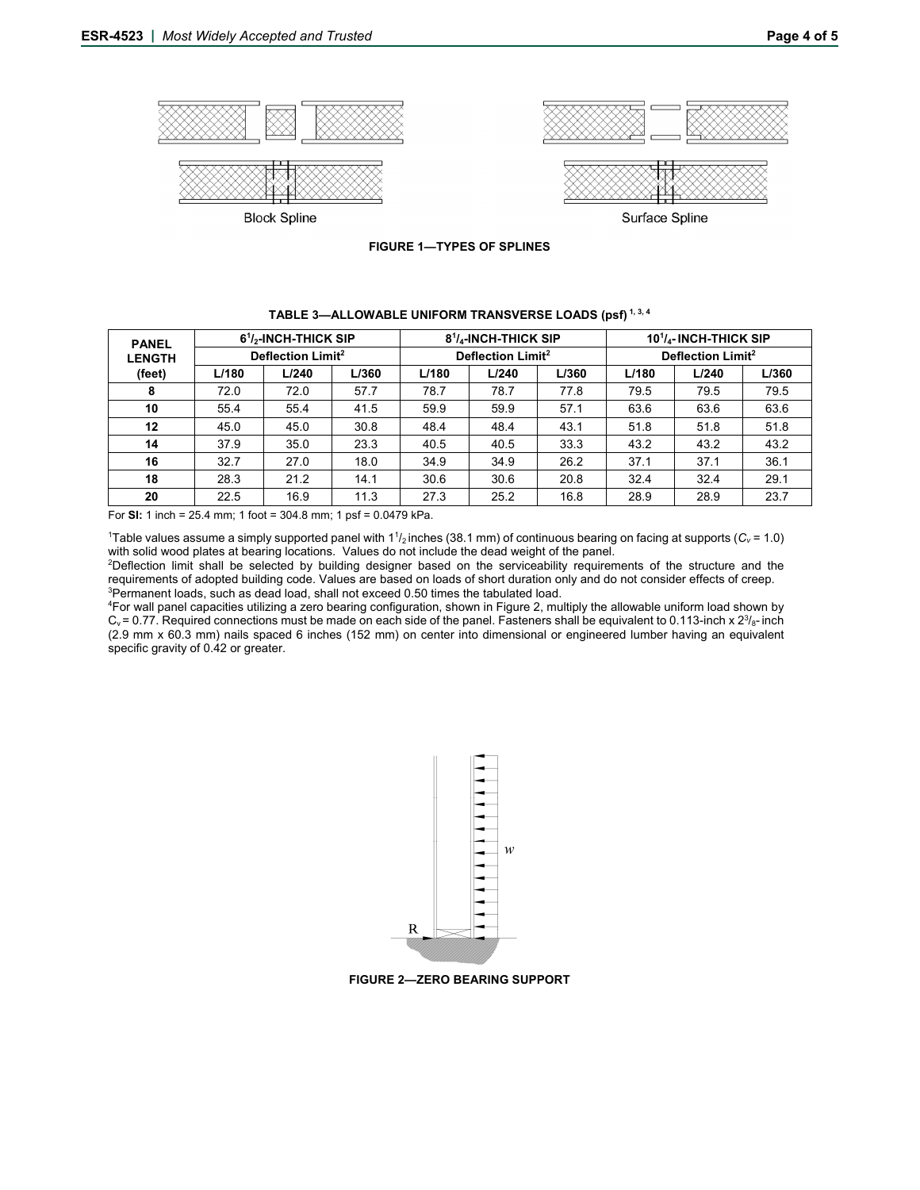Block Spline

Surface Spline

**FIGURE 1—TYPES OF SPLINES**

**TABLE 3—ALLOWABLE UNIFORM TRANSVERSE LOADS (psf) [1, 3, 4]**

| PANEL LENGTH (feet) | 6½-INCH-THICK SIP | | | 8¼-INCH-THICK SIP | | | 10¼-INCH-THICK SIP | | |
|---|---|---|---|---|---|---|---|---|---|
| | Deflection Limit[2] | | | Deflection Limit[2] | | | Deflection Limit[2] | | |
| | L/180 | L/240 | L/360 | L/180 | L/240 | L/360 | L/180 | L/240 | L/360 |
| **8** | 72.0 | 72.0 | 57.7 | 78.7 | 78.7 | 77.8 | 79.5 | 79.5 | 79.5 |
| **10** | 55.4 | 55.4 | 41.5 | 59.9 | 59.9 | 57.1 | 63.6 | 63.6 | 63.6 |
| **12** | 45.0 | 45.0 | 30.8 | 48.4 | 48.4 | 43.1 | 51.8 | 51.8 | 51.8 |
| **14** | 37.9 | 35.0 | 23.3 | 40.5 | 40.5 | 33.3 | 43.2 | 43.2 | 43.2 |
| **16** | 32.7 | 27.0 | 18.0 | 34.9 | 34.9 | 26.2 | 37.1 | 37.1 | 36.1 |
| **18** | 28.3 | 21.2 | 14.1 | 30.6 | 30.6 | 20.8 | 32.4 | 32.4 | 29.1 |
| **20** | 22.5 | 16.9 | 11.3 | 27.3 | 25.2 | 16.8 | 28.9 | 28.9 | 23.7 |

For **SI:** 1 inch = 25.4 mm; 1 foot = 304.8 mm; 1 psf = 0.0479 kPa.

[1]Table values assume a simply supported panel with 1½ inches (38.1 mm) of continuous bearing on facing at supports ($C_v$ = 1.0) with solid wood plates at bearing locations. Values do not include the dead weight of the panel.
[2]Deflection limit shall be selected by building designer based on the serviceability requirements of the structure and the requirements of adopted building code. Values are based on loads of short duration only and do not consider effects of creep.
[3]Permanent loads, such as dead load, shall not exceed 0.50 times the tabulated load.
[4]For wall panel capacities utilizing a zero bearing configuration, shown in Figure 2, multiply the allowable uniform load shown by $C_v$ = 0.77. Required connections must be made on each side of the panel. Fasteners shall be equivalent to 0.113-inch x 2⅜-inch (2.9 mm x 60.3 mm) nails spaced 6 inches (152 mm) on center into dimensional or engineered lumber having an equivalent specific gravity of 0.42 or greater.

**FIGURE 2—ZERO BEARING SUPPORT**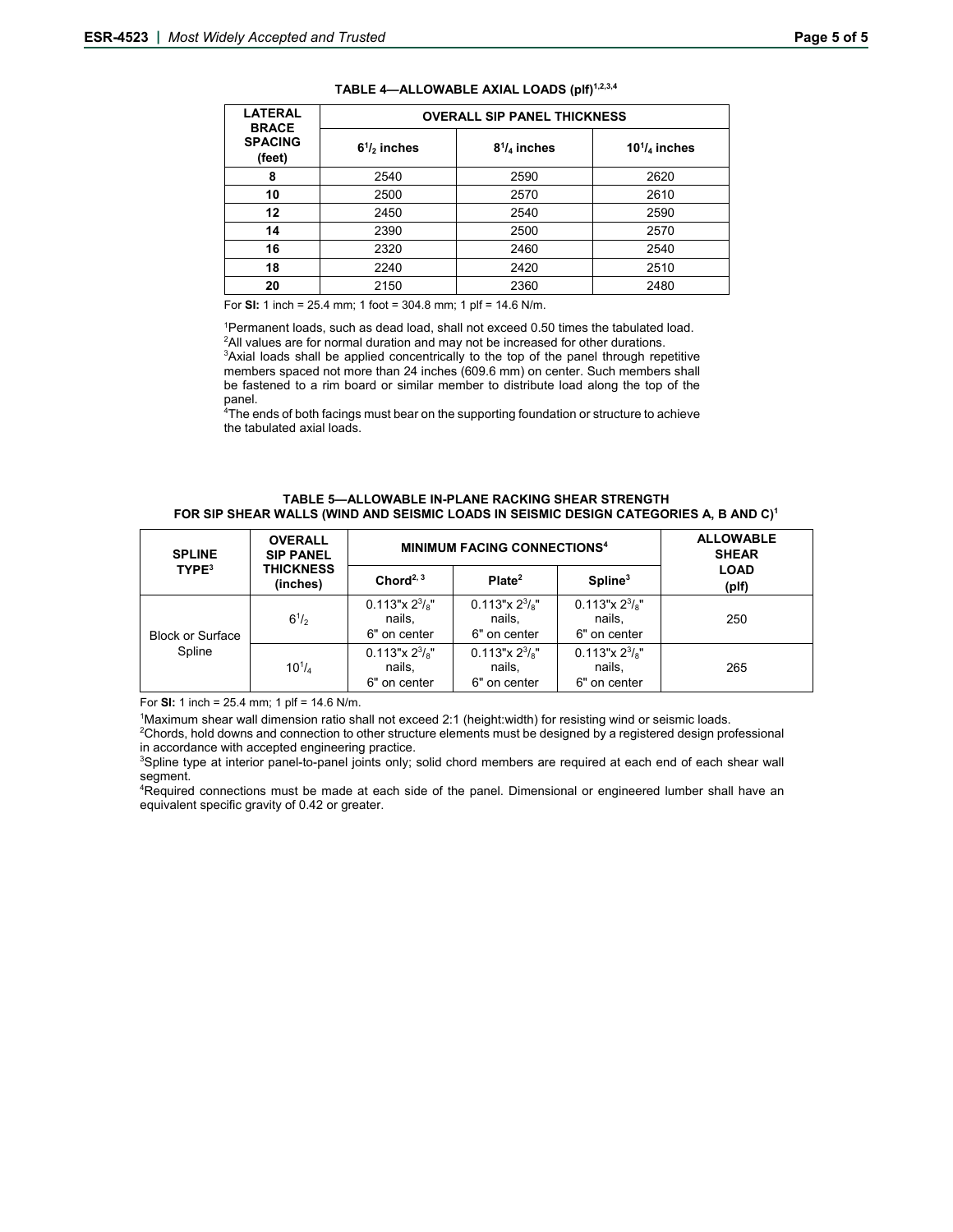**TABLE 4—ALLOWABLE AXIAL LOADS (plf)[1,2,3,4]**

| LATERAL BRACE SPACING (feet) | OVERALL SIP PANEL THICKNESS | | |
|---|---|---|---|
| | $6^1/_2$ inches | $8^1/_4$ inches | $10^1/_4$ inches |
| **8** | 2540 | 2590 | 2620 |
| **10** | 2500 | 2570 | 2610 |
| **12** | 2450 | 2540 | 2590 |
| **14** | 2390 | 2500 | 2570 |
| **16** | 2320 | 2460 | 2540 |
| **18** | 2240 | 2420 | 2510 |
| **20** | 2150 | 2360 | 2480 |

For **SI:** 1 inch = 25.4 mm; 1 foot = 304.8 mm; 1 plf = 14.6 N/m.

[1]Permanent loads, such as dead load, shall not exceed 0.50 times the tabulated load.
[2]All values are for normal duration and may not be increased for other durations.
[3]Axial loads shall be applied concentrically to the top of the panel through repetitive members spaced not more than 24 inches (609.6 mm) on center. Such members shall be fastened to a rim board or similar member to distribute load along the top of the panel.
[4]The ends of both facings must bear on the supporting foundation or structure to achieve the tabulated axial loads.

**TABLE 5—ALLOWABLE IN-PLANE RACKING SHEAR STRENGTH FOR SIP SHEAR WALLS (WIND AND SEISMIC LOADS IN SEISMIC DESIGN CATEGORIES A, B AND C)[1]**

| SPLINE TYPE[3] | OVERALL SIP PANEL THICKNESS (inches) | MINIMUM FACING CONNECTIONS[4] | | | ALLOWABLE SHEAR LOAD (plf) |
|---|---|---|---|---|---|
| | | Chord[2, 3] | Plate[2] | Spline[3] | |
| Block or Surface Spline | $6^1/_2$ | 0.113"x $2^3/_8$" nails, 6" on center | 0.113"x $2^3/_8$" nails, 6" on center | 0.113"x $2^3/_8$" nails, 6" on center | 250 |
| | $10^1/_4$ | 0.113"x $2^3/_8$" nails, 6" on center | 0.113"x $2^3/_8$" nails, 6" on center | 0.113"x $2^3/_8$" nails, 6" on center | 265 |

For **SI:** 1 inch = 25.4 mm; 1 plf = 14.6 N/m.

[1]Maximum shear wall dimension ratio shall not exceed 2:1 (height:width) for resisting wind or seismic loads.
[2]Chords, hold downs and connection to other structure elements must be designed by a registered design professional in accordance with accepted engineering practice.
[3]Spline type at interior panel-to-panel joints only; solid chord members are required at each end of each shear wall segment.
[4]Required connections must be made at each side of the panel. Dimensional or engineered lumber shall have an equivalent specific gravity of 0.42 or greater.